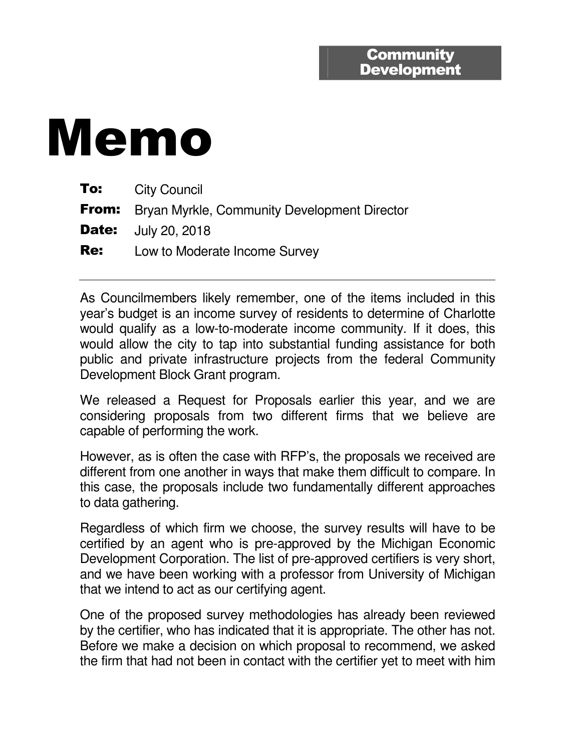Community Development

# Memo

**To:** City Council

**From:** Bryan Myrkle, Community Development Director

**Date:** July 20, 2018

**Re:** Low to Moderate Income Survey

---

As Councilmembers likely remember, one of the items included in this year's budget is an income survey of residents to determine of Charlotte would qualify as a low-to-moderate income community. If it does, this would allow the city to tap into substantial funding assistance for both public and private infrastructure projects from the federal Community Development Block Grant program.

We released a Request for Proposals earlier this year, and we are considering proposals from two different firms that we believe are capable of performing the work.

However, as is often the case with RFP's, the proposals we received are different from one another in ways that make them difficult to compare. In this case, the proposals include two fundamentally different approaches to data gathering.

Regardless of which firm we choose, the survey results will have to be certified by an agent who is pre-approved by the Michigan Economic Development Corporation. The list of pre-approved certifiers is very short, and we have been working with a professor from University of Michigan that we intend to act as our certifying agent.

One of the proposed survey methodologies has already been reviewed by the certifier, who has indicated that it is appropriate. The other has not. Before we make a decision on which proposal to recommend, we asked the firm that had not been in contact with the certifier yet to meet with him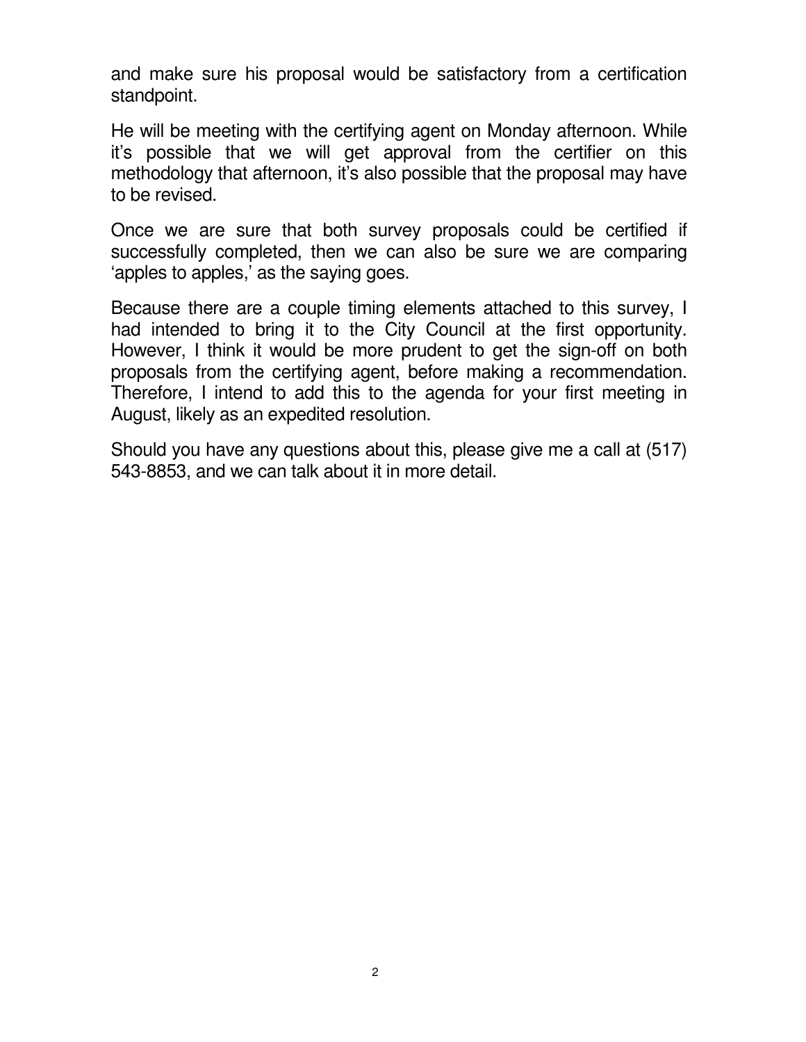and make sure his proposal would be satisfactory from a certification standpoint.

He will be meeting with the certifying agent on Monday afternoon. While it's possible that we will get approval from the certifier on this methodology that afternoon, it's also possible that the proposal may have to be revised.

Once we are sure that both survey proposals could be certified if successfully completed, then we can also be sure we are comparing 'apples to apples,' as the saying goes.

Because there are a couple timing elements attached to this survey, I had intended to bring it to the City Council at the first opportunity. However, I think it would be more prudent to get the sign-off on both proposals from the certifying agent, before making a recommendation. Therefore, I intend to add this to the agenda for your first meeting in August, likely as an expedited resolution.

Should you have any questions about this, please give me a call at (517) 543-8853, and we can talk about it in more detail.